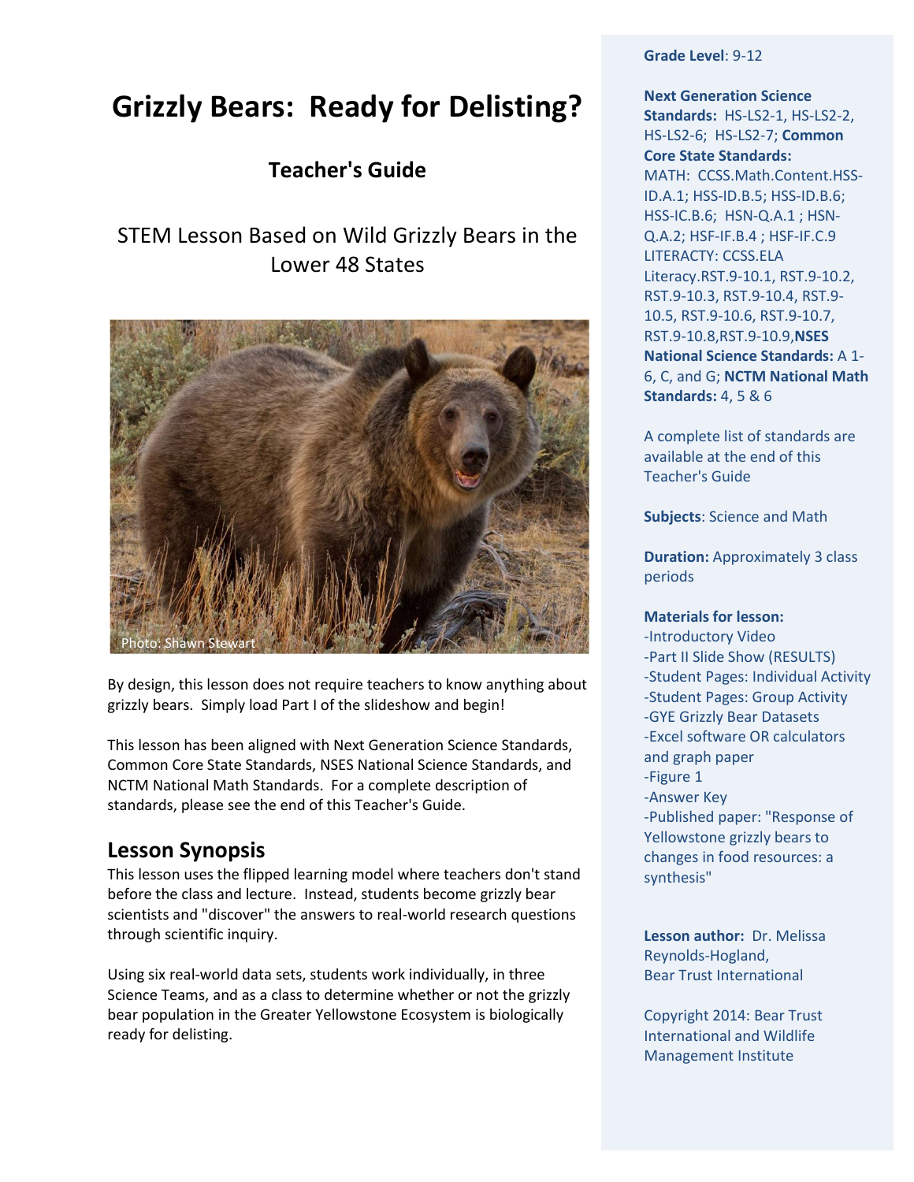# Grizzly Bears: Ready for Delisting?

## Teacher's Guide

### STEM Lesson Based on Wild Grizzly Bears in the Lower 48 States

Photo: Shawn Stewart

By design, this lesson does not require teachers to know anything about grizzly bears. Simply load Part I of the slideshow and begin!

This lesson has been aligned with Next Generation Science Standards, Common Core State Standards, NSES National Science Standards, and NCTM National Math Standards. For a complete description of standards, please see the end of this Teacher's Guide.

## Lesson Synopsis

This lesson uses the flipped learning model where teachers don't stand before the class and lecture. Instead, students become grizzly bear scientists and "discover" the answers to real-world research questions through scientific inquiry.

Using six real-world data sets, students work individually, in three Science Teams, and as a class to determine whether or not the grizzly bear population in the Greater Yellowstone Ecosystem is biologically ready for delisting.

**Grade Level**: 9-12

**Next Generation Science Standards:** HS-LS2-1, HS-LS2-2, HS-LS2-6; HS-LS2-7; **Common Core State Standards:** MATH: CCSS.Math.Content.HSS-ID.A.1; HSS-ID.B.5; HSS-ID.B.6; HSS-IC.B.6; HSN-Q.A.1 ; HSN-Q.A.2; HSF-IF.B.4 ; HSF-IF.C.9 LITERACTY: CCSS.ELA Literacy.RST.9-10.1, RST.9-10.2, RST.9-10.3, RST.9-10.4, RST.9-10.5, RST.9-10.6, RST.9-10.7, RST.9-10.8,RST.9-10.9,**NSES National Science Standards:** A 1-6, C, and G; **NCTM National Math Standards:** 4, 5 & 6

A complete list of standards are available at the end of this Teacher's Guide

**Subjects**: Science and Math

**Duration:** Approximately 3 class periods

**Materials for lesson:**
-Introductory Video
-Part II Slide Show (RESULTS)
-Student Pages: Individual Activity
-Student Pages: Group Activity
-GYE Grizzly Bear Datasets
-Excel software OR calculators and graph paper
-Figure 1
-Answer Key
-Published paper: "Response of Yellowstone grizzly bears to changes in food resources: a synthesis"

**Lesson author:** Dr. Melissa Reynolds-Hogland, Bear Trust International

Copyright 2014: Bear Trust International and Wildlife Management Institute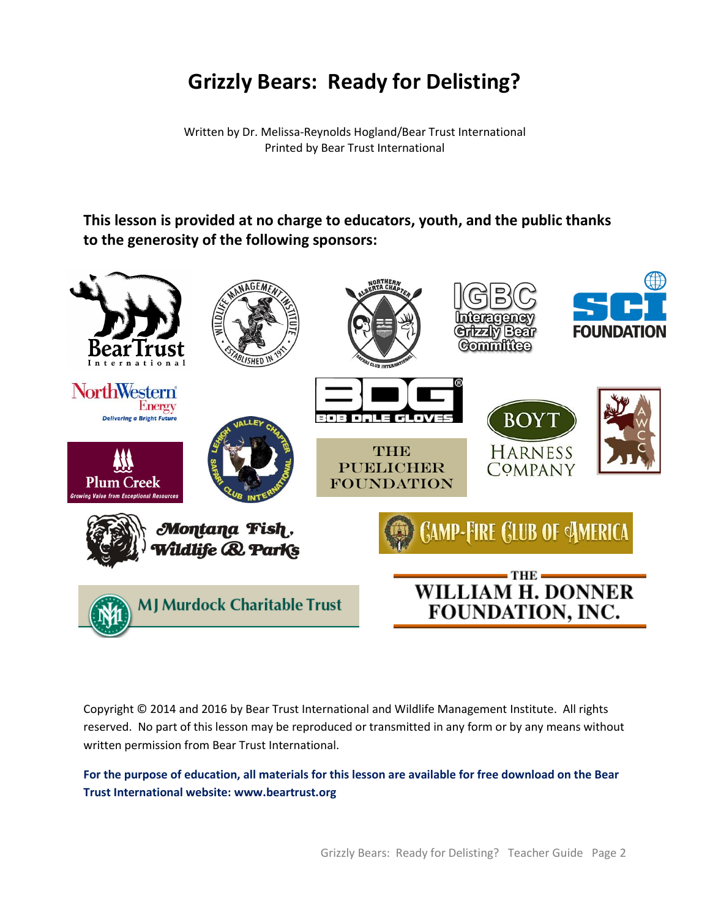# Grizzly Bears: Ready for Delisting?

Written by Dr. Melissa-Reynolds Hogland/Bear Trust International
Printed by Bear Trust International

**This lesson is provided at no charge to educators, youth, and the public thanks to the generosity of the following sponsors:**

Copyright © 2014 and 2016 by Bear Trust International and Wildlife Management Institute. All rights reserved. No part of this lesson may be reproduced or transmitted in any form or by any means without written permission from Bear Trust International.

**For the purpose of education, all materials for this lesson are available for free download on the Bear Trust International website: www.beartrust.org**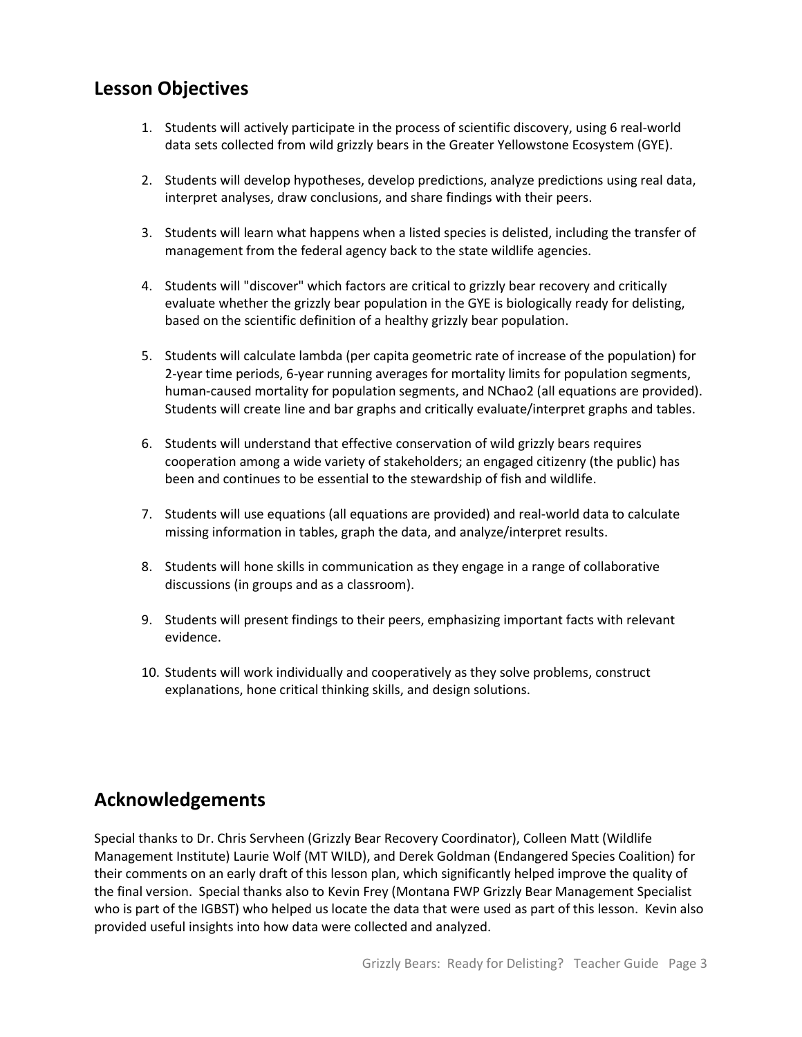## Lesson Objectives

1. Students will actively participate in the process of scientific discovery, using 6 real-world data sets collected from wild grizzly bears in the Greater Yellowstone Ecosystem (GYE).

2. Students will develop hypotheses, develop predictions, analyze predictions using real data, interpret analyses, draw conclusions, and share findings with their peers.

3. Students will learn what happens when a listed species is delisted, including the transfer of management from the federal agency back to the state wildlife agencies.

4. Students will "discover" which factors are critical to grizzly bear recovery and critically evaluate whether the grizzly bear population in the GYE is biologically ready for delisting, based on the scientific definition of a healthy grizzly bear population.

5. Students will calculate lambda (per capita geometric rate of increase of the population) for 2-year time periods, 6-year running averages for mortality limits for population segments, human-caused mortality for population segments, and NChao2 (all equations are provided). Students will create line and bar graphs and critically evaluate/interpret graphs and tables.

6. Students will understand that effective conservation of wild grizzly bears requires cooperation among a wide variety of stakeholders; an engaged citizenry (the public) has been and continues to be essential to the stewardship of fish and wildlife.

7. Students will use equations (all equations are provided) and real-world data to calculate missing information in tables, graph the data, and analyze/interpret results.

8. Students will hone skills in communication as they engage in a range of collaborative discussions (in groups and as a classroom).

9. Students will present findings to their peers, emphasizing important facts with relevant evidence.

10. Students will work individually and cooperatively as they solve problems, construct explanations, hone critical thinking skills, and design solutions.

## Acknowledgements

Special thanks to Dr. Chris Servheen (Grizzly Bear Recovery Coordinator), Colleen Matt (Wildlife Management Institute) Laurie Wolf (MT WILD), and Derek Goldman (Endangered Species Coalition) for their comments on an early draft of this lesson plan, which significantly helped improve the quality of the final version. Special thanks also to Kevin Frey (Montana FWP Grizzly Bear Management Specialist who is part of the IGBST) who helped us locate the data that were used as part of this lesson. Kevin also provided useful insights into how data were collected and analyzed.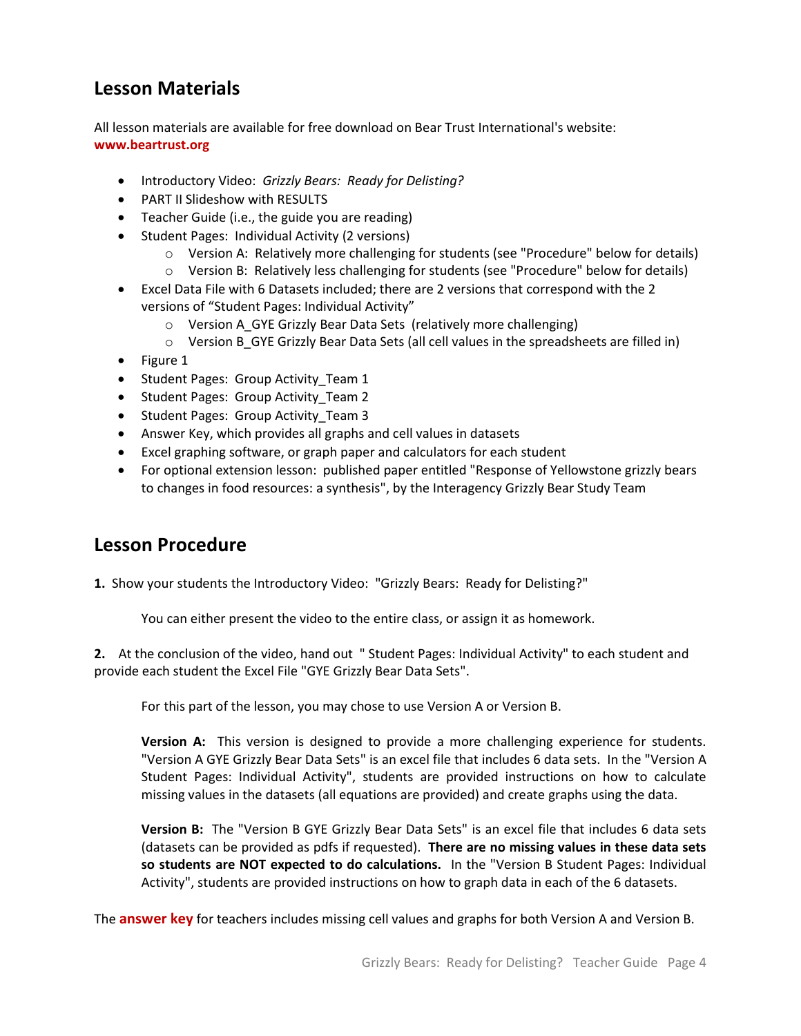## Lesson Materials

All lesson materials are available for free download on Bear Trust International's website: **www.beartrust.org**

- Introductory Video: *Grizzly Bears: Ready for Delisting?*
- PART II Slideshow with RESULTS
- Teacher Guide (i.e., the guide you are reading)
- Student Pages: Individual Activity (2 versions)
    - Version A: Relatively more challenging for students (see "Procedure" below for details)
    - Version B: Relatively less challenging for students (see "Procedure" below for details)
- Excel Data File with 6 Datasets included; there are 2 versions that correspond with the 2 versions of "Student Pages: Individual Activity"
    - Version A_GYE Grizzly Bear Data Sets (relatively more challenging)
    - Version B_GYE Grizzly Bear Data Sets (all cell values in the spreadsheets are filled in)
- Figure 1
- Student Pages: Group Activity_Team 1
- Student Pages: Group Activity_Team 2
- Student Pages: Group Activity_Team 3
- Answer Key, which provides all graphs and cell values in datasets
- Excel graphing software, or graph paper and calculators for each student
- For optional extension lesson: published paper entitled "Response of Yellowstone grizzly bears to changes in food resources: a synthesis", by the Interagency Grizzly Bear Study Team

## Lesson Procedure

**1.** Show your students the Introductory Video: "Grizzly Bears: Ready for Delisting?"

You can either present the video to the entire class, or assign it as homework.

**2.** At the conclusion of the video, hand out " Student Pages: Individual Activity" to each student and provide each student the Excel File "GYE Grizzly Bear Data Sets".

For this part of the lesson, you may chose to use Version A or Version B.

**Version A:** This version is designed to provide a more challenging experience for students. "Version A GYE Grizzly Bear Data Sets" is an excel file that includes 6 data sets. In the "Version A Student Pages: Individual Activity", students are provided instructions on how to calculate missing values in the datasets (all equations are provided) and create graphs using the data.

**Version B:** The "Version B GYE Grizzly Bear Data Sets" is an excel file that includes 6 data sets (datasets can be provided as pdfs if requested). **There are no missing values in these data sets so students are NOT expected to do calculations.** In the "Version B Student Pages: Individual Activity", students are provided instructions on how to graph data in each of the 6 datasets.

The **answer key** for teachers includes missing cell values and graphs for both Version A and Version B.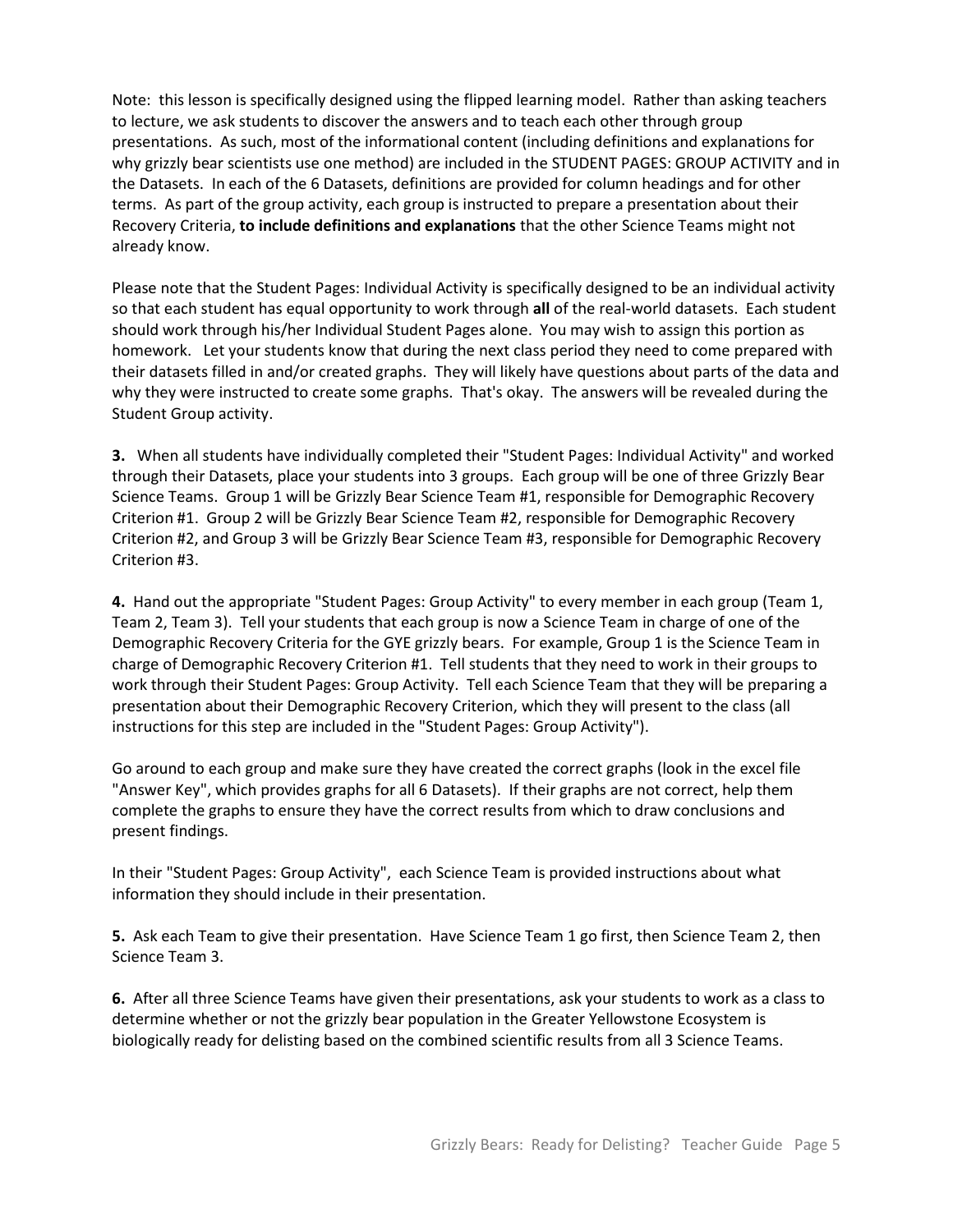Note: this lesson is specifically designed using the flipped learning model. Rather than asking teachers to lecture, we ask students to discover the answers and to teach each other through group presentations. As such, most of the informational content (including definitions and explanations for why grizzly bear scientists use one method) are included in the STUDENT PAGES: GROUP ACTIVITY and in the Datasets. In each of the 6 Datasets, definitions are provided for column headings and for other terms. As part of the group activity, each group is instructed to prepare a presentation about their Recovery Criteria, **to include definitions and explanations** that the other Science Teams might not already know.

Please note that the Student Pages: Individual Activity is specifically designed to be an individual activity so that each student has equal opportunity to work through **all** of the real-world datasets. Each student should work through his/her Individual Student Pages alone. You may wish to assign this portion as homework. Let your students know that during the next class period they need to come prepared with their datasets filled in and/or created graphs. They will likely have questions about parts of the data and why they were instructed to create some graphs. That's okay. The answers will be revealed during the Student Group activity.

**3.** When all students have individually completed their "Student Pages: Individual Activity" and worked through their Datasets, place your students into 3 groups. Each group will be one of three Grizzly Bear Science Teams. Group 1 will be Grizzly Bear Science Team #1, responsible for Demographic Recovery Criterion #1. Group 2 will be Grizzly Bear Science Team #2, responsible for Demographic Recovery Criterion #2, and Group 3 will be Grizzly Bear Science Team #3, responsible for Demographic Recovery Criterion #3.

**4.** Hand out the appropriate "Student Pages: Group Activity" to every member in each group (Team 1, Team 2, Team 3). Tell your students that each group is now a Science Team in charge of one of the Demographic Recovery Criteria for the GYE grizzly bears. For example, Group 1 is the Science Team in charge of Demographic Recovery Criterion #1. Tell students that they need to work in their groups to work through their Student Pages: Group Activity. Tell each Science Team that they will be preparing a presentation about their Demographic Recovery Criterion, which they will present to the class (all instructions for this step are included in the "Student Pages: Group Activity").

Go around to each group and make sure they have created the correct graphs (look in the excel file "Answer Key", which provides graphs for all 6 Datasets). If their graphs are not correct, help them complete the graphs to ensure they have the correct results from which to draw conclusions and present findings.

In their "Student Pages: Group Activity", each Science Team is provided instructions about what information they should include in their presentation.

**5.** Ask each Team to give their presentation. Have Science Team 1 go first, then Science Team 2, then Science Team 3.

**6.** After all three Science Teams have given their presentations, ask your students to work as a class to determine whether or not the grizzly bear population in the Greater Yellowstone Ecosystem is biologically ready for delisting based on the combined scientific results from all 3 Science Teams.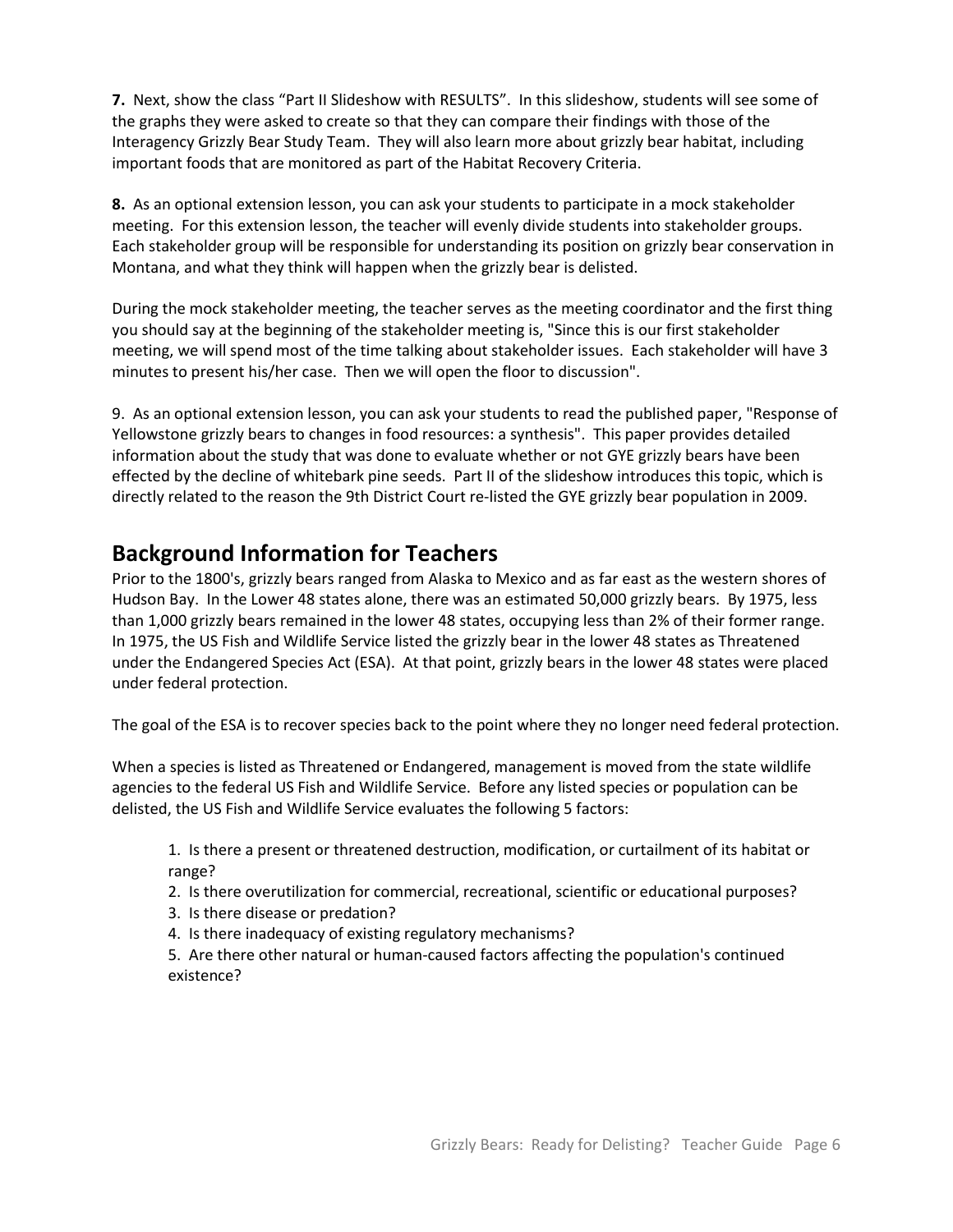**7.** Next, show the class "Part II Slideshow with RESULTS". In this slideshow, students will see some of the graphs they were asked to create so that they can compare their findings with those of the Interagency Grizzly Bear Study Team. They will also learn more about grizzly bear habitat, including important foods that are monitored as part of the Habitat Recovery Criteria.

**8.** As an optional extension lesson, you can ask your students to participate in a mock stakeholder meeting. For this extension lesson, the teacher will evenly divide students into stakeholder groups. Each stakeholder group will be responsible for understanding its position on grizzly bear conservation in Montana, and what they think will happen when the grizzly bear is delisted.

During the mock stakeholder meeting, the teacher serves as the meeting coordinator and the first thing you should say at the beginning of the stakeholder meeting is, "Since this is our first stakeholder meeting, we will spend most of the time talking about stakeholder issues. Each stakeholder will have 3 minutes to present his/her case. Then we will open the floor to discussion".

9. As an optional extension lesson, you can ask your students to read the published paper, "Response of Yellowstone grizzly bears to changes in food resources: a synthesis". This paper provides detailed information about the study that was done to evaluate whether or not GYE grizzly bears have been effected by the decline of whitebark pine seeds. Part II of the slideshow introduces this topic, which is directly related to the reason the 9th District Court re-listed the GYE grizzly bear population in 2009.

## Background Information for Teachers

Prior to the 1800's, grizzly bears ranged from Alaska to Mexico and as far east as the western shores of Hudson Bay. In the Lower 48 states alone, there was an estimated 50,000 grizzly bears. By 1975, less than 1,000 grizzly bears remained in the lower 48 states, occupying less than 2% of their former range. In 1975, the US Fish and Wildlife Service listed the grizzly bear in the lower 48 states as Threatened under the Endangered Species Act (ESA). At that point, grizzly bears in the lower 48 states were placed under federal protection.

The goal of the ESA is to recover species back to the point where they no longer need federal protection.

When a species is listed as Threatened or Endangered, management is moved from the state wildlife agencies to the federal US Fish and Wildlife Service. Before any listed species or population can be delisted, the US Fish and Wildlife Service evaluates the following 5 factors:

1. Is there a present or threatened destruction, modification, or curtailment of its habitat or range?
2. Is there overutilization for commercial, recreational, scientific or educational purposes?
3. Is there disease or predation?
4. Is there inadequacy of existing regulatory mechanisms?
5. Are there other natural or human-caused factors affecting the population's continued existence?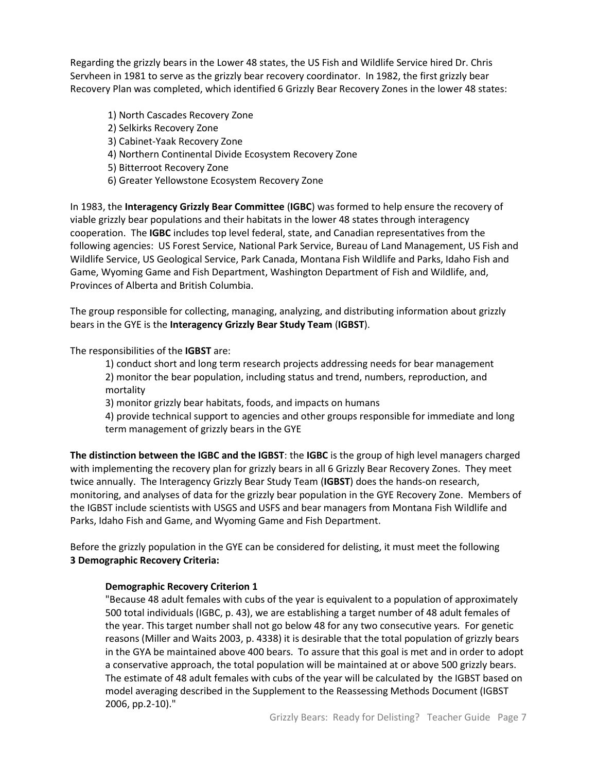Regarding the grizzly bears in the Lower 48 states, the US Fish and Wildlife Service hired Dr. Chris Servheen in 1981 to serve as the grizzly bear recovery coordinator. In 1982, the first grizzly bear Recovery Plan was completed, which identified 6 Grizzly Bear Recovery Zones in the lower 48 states:

1) North Cascades Recovery Zone
2) Selkirks Recovery Zone
3) Cabinet-Yaak Recovery Zone
4) Northern Continental Divide Ecosystem Recovery Zone
5) Bitterroot Recovery Zone
6) Greater Yellowstone Ecosystem Recovery Zone

In 1983, the **Interagency Grizzly Bear Committee** (**IGBC**) was formed to help ensure the recovery of viable grizzly bear populations and their habitats in the lower 48 states through interagency cooperation. The **IGBC** includes top level federal, state, and Canadian representatives from the following agencies: US Forest Service, National Park Service, Bureau of Land Management, US Fish and Wildlife Service, US Geological Service, Park Canada, Montana Fish Wildlife and Parks, Idaho Fish and Game, Wyoming Game and Fish Department, Washington Department of Fish and Wildlife, and, Provinces of Alberta and British Columbia.

The group responsible for collecting, managing, analyzing, and distributing information about grizzly bears in the GYE is the **Interagency Grizzly Bear Study Team** (**IGBST**).

The responsibilities of the **IGBST** are:

1) conduct short and long term research projects addressing needs for bear management
2) monitor the bear population, including status and trend, numbers, reproduction, and mortality
3) monitor grizzly bear habitats, foods, and impacts on humans
4) provide technical support to agencies and other groups responsible for immediate and long term management of grizzly bears in the GYE

**The distinction between the IGBC and the IGBST**: the **IGBC** is the group of high level managers charged with implementing the recovery plan for grizzly bears in all 6 Grizzly Bear Recovery Zones. They meet twice annually. The Interagency Grizzly Bear Study Team (**IGBST**) does the hands-on research, monitoring, and analyses of data for the grizzly bear population in the GYE Recovery Zone. Members of the IGBST include scientists with USGS and USFS and bear managers from Montana Fish Wildlife and Parks, Idaho Fish and Game, and Wyoming Game and Fish Department.

Before the grizzly population in the GYE can be considered for delisting, it must meet the following **3 Demographic Recovery Criteria:**

**Demographic Recovery Criterion 1**

"Because 48 adult females with cubs of the year is equivalent to a population of approximately 500 total individuals (IGBC, p. 43), we are establishing a target number of 48 adult females of the year. This target number shall not go below 48 for any two consecutive years. For genetic reasons (Miller and Waits 2003, p. 4338) it is desirable that the total population of grizzly bears in the GYA be maintained above 400 bears. To assure that this goal is met and in order to adopt a conservative approach, the total population will be maintained at or above 500 grizzly bears. The estimate of 48 adult females with cubs of the year will be calculated by the IGBST based on model averaging described in the Supplement to the Reassessing Methods Document (IGBST 2006, pp.2-10)."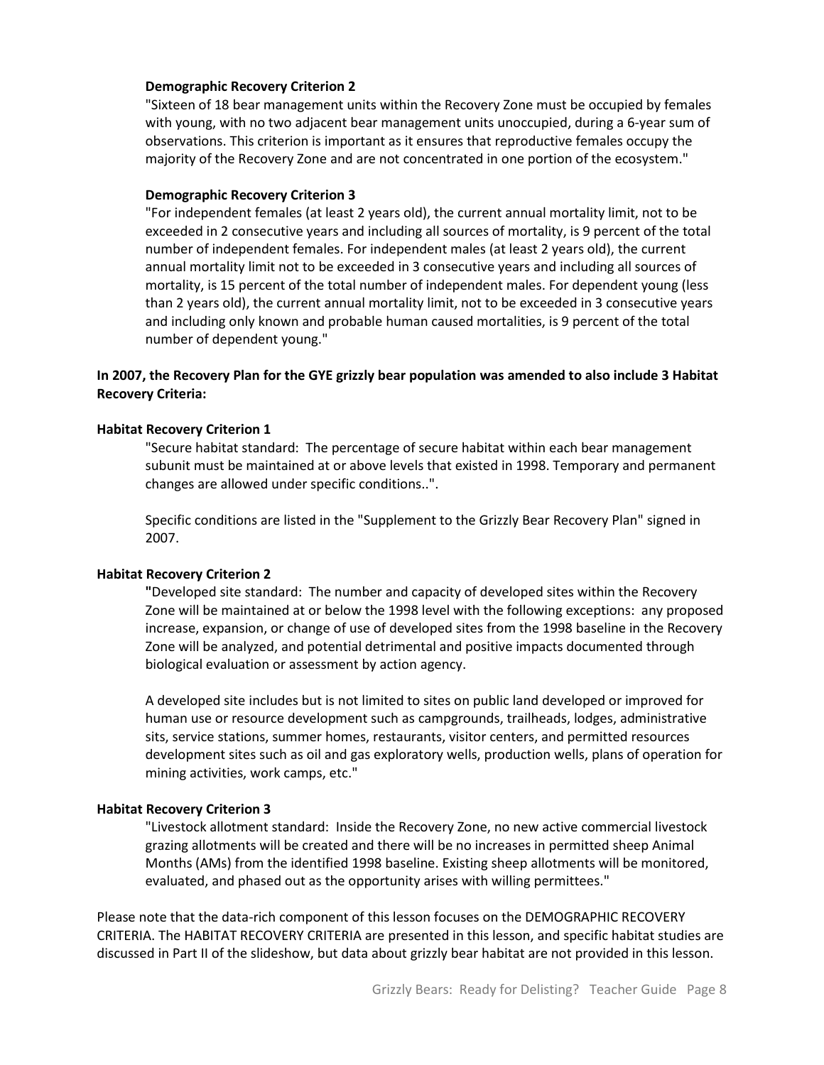**Demographic Recovery Criterion 2**

"Sixteen of 18 bear management units within the Recovery Zone must be occupied by females with young, with no two adjacent bear management units unoccupied, during a 6-year sum of observations. This criterion is important as it ensures that reproductive females occupy the majority of the Recovery Zone and are not concentrated in one portion of the ecosystem."

**Demographic Recovery Criterion 3**

"For independent females (at least 2 years old), the current annual mortality limit, not to be exceeded in 2 consecutive years and including all sources of mortality, is 9 percent of the total number of independent females. For independent males (at least 2 years old), the current annual mortality limit not to be exceeded in 3 consecutive years and including all sources of mortality, is 15 percent of the total number of independent males. For dependent young (less than 2 years old), the current annual mortality limit, not to be exceeded in 3 consecutive years and including only known and probable human caused mortalities, is 9 percent of the total number of dependent young."

**In 2007, the Recovery Plan for the GYE grizzly bear population was amended to also include 3 Habitat Recovery Criteria:**

**Habitat Recovery Criterion 1**

"Secure habitat standard: The percentage of secure habitat within each bear management subunit must be maintained at or above levels that existed in 1998. Temporary and permanent changes are allowed under specific conditions..".

Specific conditions are listed in the "Supplement to the Grizzly Bear Recovery Plan" signed in 2007.

**Habitat Recovery Criterion 2**

"Developed site standard: The number and capacity of developed sites within the Recovery Zone will be maintained at or below the 1998 level with the following exceptions: any proposed increase, expansion, or change of use of developed sites from the 1998 baseline in the Recovery Zone will be analyzed, and potential detrimental and positive impacts documented through biological evaluation or assessment by action agency.

A developed site includes but is not limited to sites on public land developed or improved for human use or resource development such as campgrounds, trailheads, lodges, administrative sits, service stations, summer homes, restaurants, visitor centers, and permitted resources development sites such as oil and gas exploratory wells, production wells, plans of operation for mining activities, work camps, etc."

**Habitat Recovery Criterion 3**

"Livestock allotment standard: Inside the Recovery Zone, no new active commercial livestock grazing allotments will be created and there will be no increases in permitted sheep Animal Months (AMs) from the identified 1998 baseline. Existing sheep allotments will be monitored, evaluated, and phased out as the opportunity arises with willing permittees."

Please note that the data-rich component of this lesson focuses on the DEMOGRAPHIC RECOVERY CRITERIA. The HABITAT RECOVERY CRITERIA are presented in this lesson, and specific habitat studies are discussed in Part II of the slideshow, but data about grizzly bear habitat are not provided in this lesson.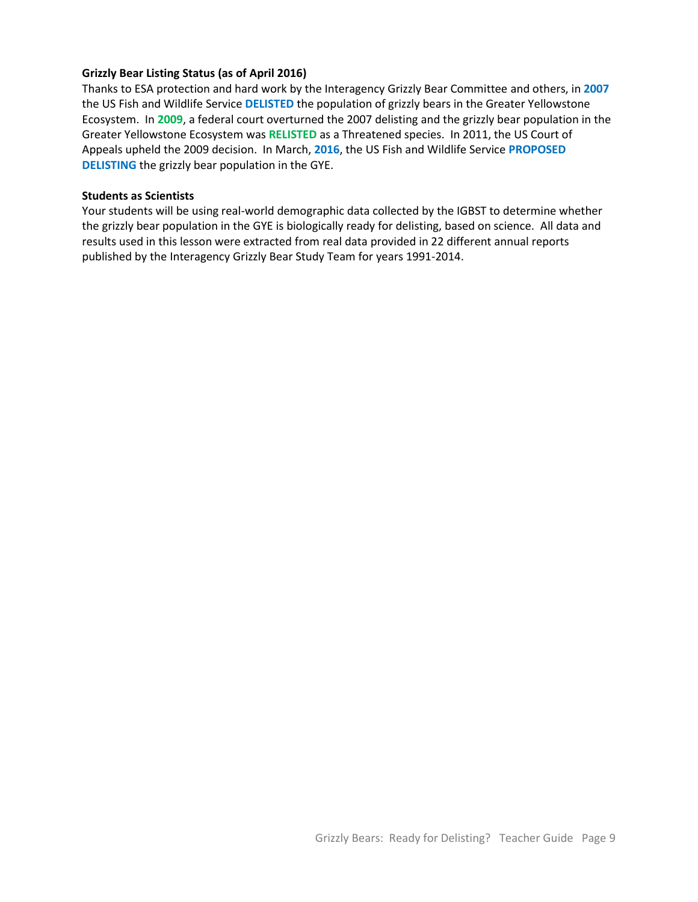**Grizzly Bear Listing Status (as of April 2016)**

Thanks to ESA protection and hard work by the Interagency Grizzly Bear Committee and others, in **2007** the US Fish and Wildlife Service **DELISTED** the population of grizzly bears in the Greater Yellowstone Ecosystem. In **2009**, a federal court overturned the 2007 delisting and the grizzly bear population in the Greater Yellowstone Ecosystem was **RELISTED** as a Threatened species. In 2011, the US Court of Appeals upheld the 2009 decision. In March, **2016**, the US Fish and Wildlife Service **PROPOSED DELISTING** the grizzly bear population in the GYE.

**Students as Scientists**

Your students will be using real-world demographic data collected by the IGBST to determine whether the grizzly bear population in the GYE is biologically ready for delisting, based on science. All data and results used in this lesson were extracted from real data provided in 22 different annual reports published by the Interagency Grizzly Bear Study Team for years 1991-2014.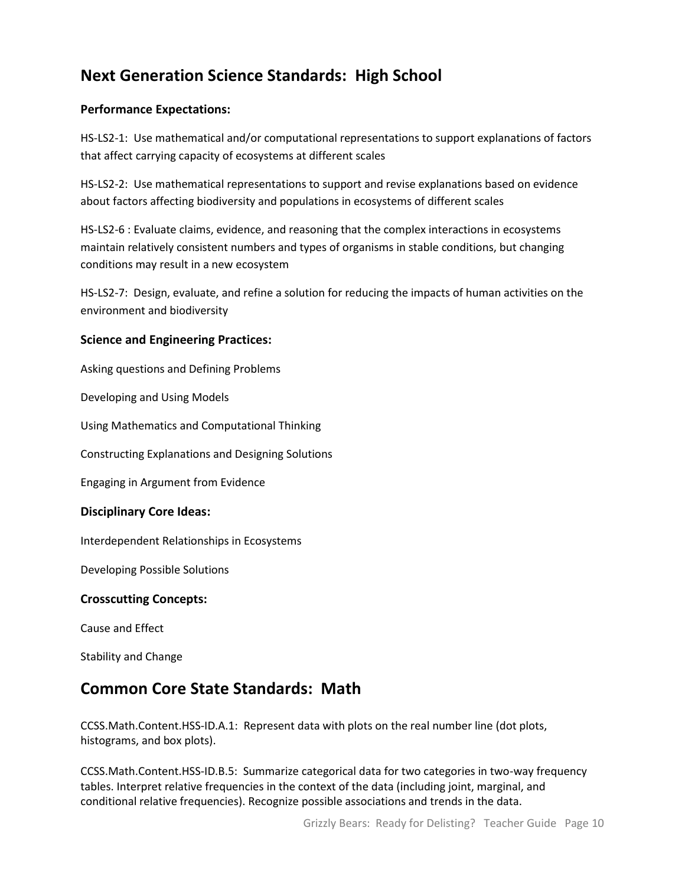## Next Generation Science Standards: High School

### Performance Expectations:

HS-LS2-1: Use mathematical and/or computational representations to support explanations of factors that affect carrying capacity of ecosystems at different scales

HS-LS2-2: Use mathematical representations to support and revise explanations based on evidence about factors affecting biodiversity and populations in ecosystems of different scales

HS-LS2-6 : Evaluate claims, evidence, and reasoning that the complex interactions in ecosystems maintain relatively consistent numbers and types of organisms in stable conditions, but changing conditions may result in a new ecosystem

HS-LS2-7: Design, evaluate, and refine a solution for reducing the impacts of human activities on the environment and biodiversity

### Science and Engineering Practices:

Asking questions and Defining Problems

Developing and Using Models

Using Mathematics and Computational Thinking

Constructing Explanations and Designing Solutions

Engaging in Argument from Evidence

### Disciplinary Core Ideas:

Interdependent Relationships in Ecosystems

Developing Possible Solutions

### Crosscutting Concepts:

Cause and Effect

Stability and Change

## Common Core State Standards: Math

CCSS.Math.Content.HSS-ID.A.1: Represent data with plots on the real number line (dot plots, histograms, and box plots).

CCSS.Math.Content.HSS-ID.B.5: Summarize categorical data for two categories in two-way frequency tables. Interpret relative frequencies in the context of the data (including joint, marginal, and conditional relative frequencies). Recognize possible associations and trends in the data.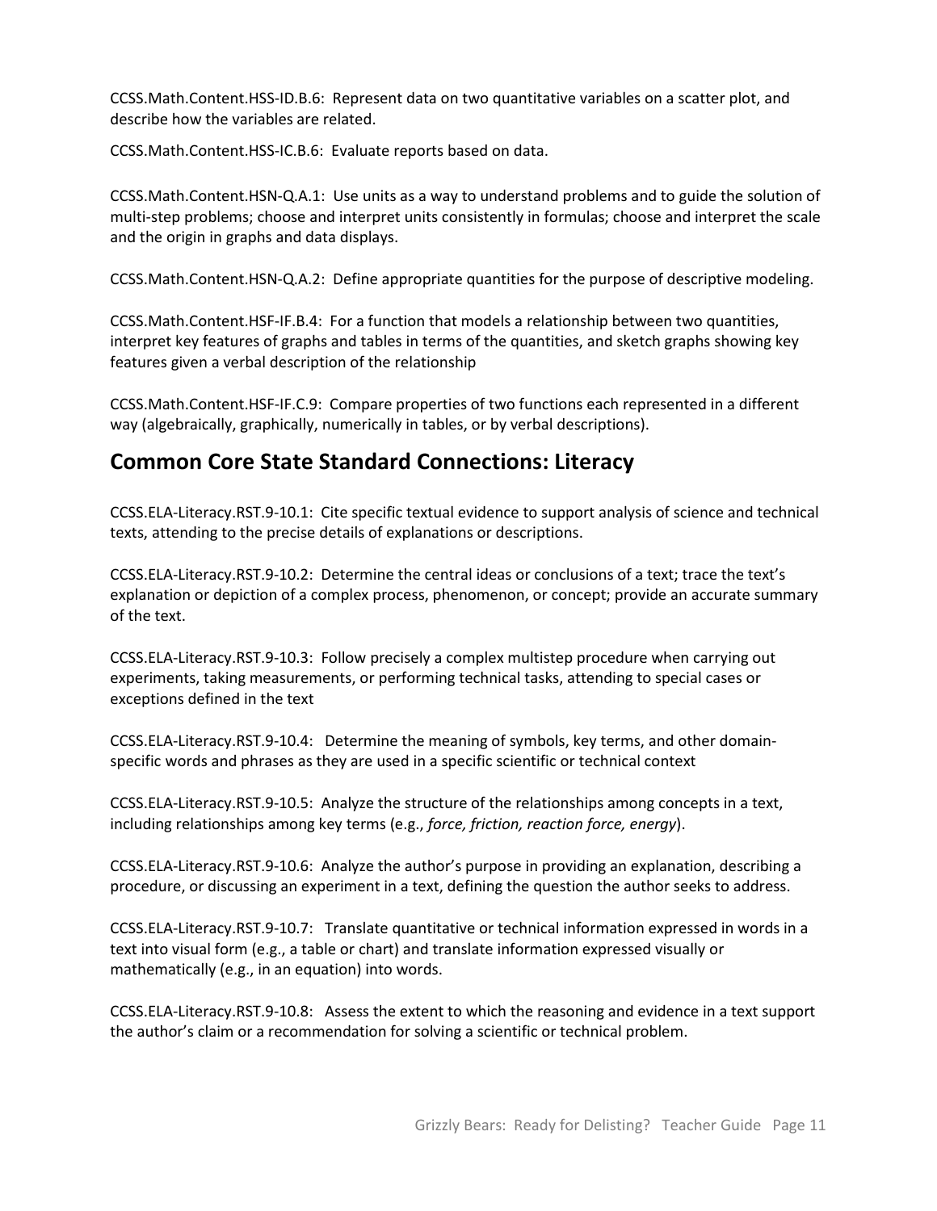CCSS.Math.Content.HSS-ID.B.6: Represent data on two quantitative variables on a scatter plot, and describe how the variables are related.

CCSS.Math.Content.HSS-IC.B.6: Evaluate reports based on data.

CCSS.Math.Content.HSN-Q.A.1: Use units as a way to understand problems and to guide the solution of multi-step problems; choose and interpret units consistently in formulas; choose and interpret the scale and the origin in graphs and data displays.

CCSS.Math.Content.HSN-Q.A.2: Define appropriate quantities for the purpose of descriptive modeling.

CCSS.Math.Content.HSF-IF.B.4: For a function that models a relationship between two quantities, interpret key features of graphs and tables in terms of the quantities, and sketch graphs showing key features given a verbal description of the relationship

CCSS.Math.Content.HSF-IF.C.9: Compare properties of two functions each represented in a different way (algebraically, graphically, numerically in tables, or by verbal descriptions).

## Common Core State Standard Connections: Literacy

CCSS.ELA-Literacy.RST.9-10.1: Cite specific textual evidence to support analysis of science and technical texts, attending to the precise details of explanations or descriptions.

CCSS.ELA-Literacy.RST.9-10.2: Determine the central ideas or conclusions of a text; trace the text's explanation or depiction of a complex process, phenomenon, or concept; provide an accurate summary of the text.

CCSS.ELA-Literacy.RST.9-10.3: Follow precisely a complex multistep procedure when carrying out experiments, taking measurements, or performing technical tasks, attending to special cases or exceptions defined in the text

CCSS.ELA-Literacy.RST.9-10.4: Determine the meaning of symbols, key terms, and other domain-specific words and phrases as they are used in a specific scientific or technical context

CCSS.ELA-Literacy.RST.9-10.5: Analyze the structure of the relationships among concepts in a text, including relationships among key terms (e.g., *force, friction, reaction force, energy*).

CCSS.ELA-Literacy.RST.9-10.6: Analyze the author's purpose in providing an explanation, describing a procedure, or discussing an experiment in a text, defining the question the author seeks to address.

CCSS.ELA-Literacy.RST.9-10.7: Translate quantitative or technical information expressed in words in a text into visual form (e.g., a table or chart) and translate information expressed visually or mathematically (e.g., in an equation) into words.

CCSS.ELA-Literacy.RST.9-10.8: Assess the extent to which the reasoning and evidence in a text support the author's claim or a recommendation for solving a scientific or technical problem.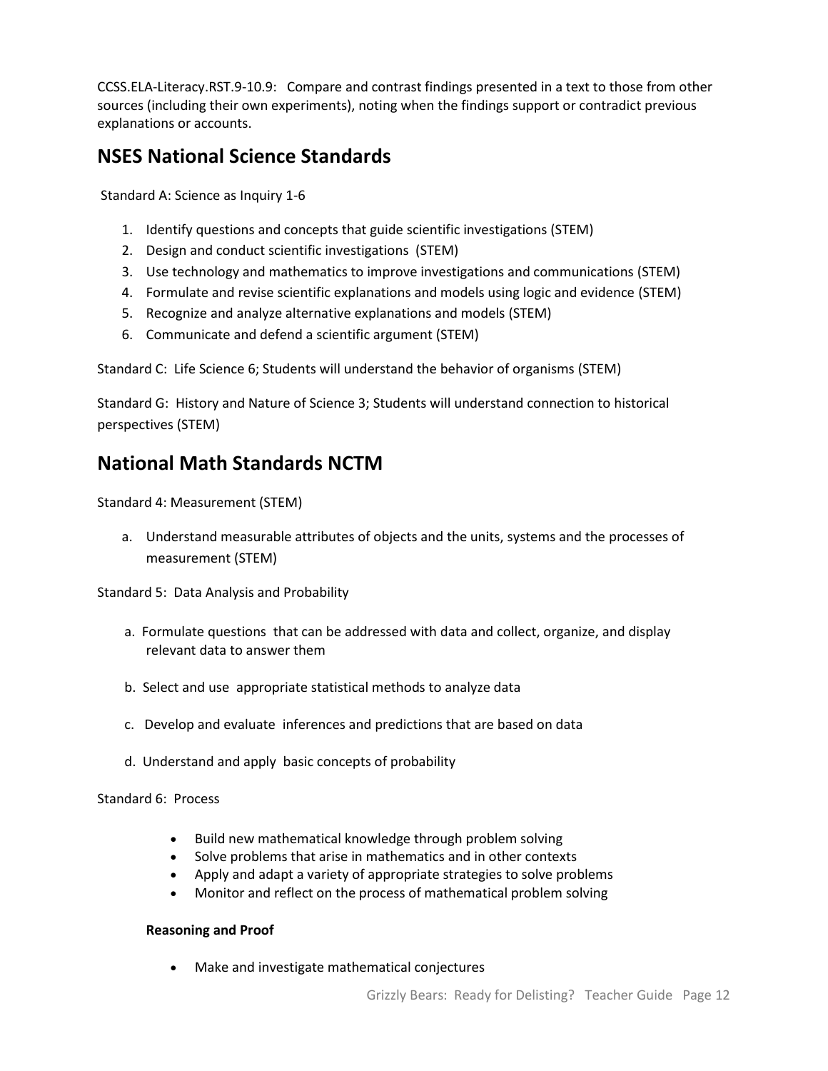CCSS.ELA-Literacy.RST.9-10.9: Compare and contrast findings presented in a text to those from other sources (including their own experiments), noting when the findings support or contradict previous explanations or accounts.

## NSES National Science Standards

Standard A: Science as Inquiry 1-6

1. Identify questions and concepts that guide scientific investigations (STEM)
2. Design and conduct scientific investigations (STEM)
3. Use technology and mathematics to improve investigations and communications (STEM)
4. Formulate and revise scientific explanations and models using logic and evidence (STEM)
5. Recognize and analyze alternative explanations and models (STEM)
6. Communicate and defend a scientific argument (STEM)

Standard C: Life Science 6; Students will understand the behavior of organisms (STEM)

Standard G: History and Nature of Science 3; Students will understand connection to historical perspectives (STEM)

## National Math Standards NCTM

Standard 4: Measurement (STEM)

a. Understand measurable attributes of objects and the units, systems and the processes of measurement (STEM)

Standard 5: Data Analysis and Probability

a. Formulate questions that can be addressed with data and collect, organize, and display relevant data to answer them

b. Select and use appropriate statistical methods to analyze data

c. Develop and evaluate inferences and predictions that are based on data

d. Understand and apply basic concepts of probability

Standard 6: Process

- Build new mathematical knowledge through problem solving
- Solve problems that arise in mathematics and in other contexts
- Apply and adapt a variety of appropriate strategies to solve problems
- Monitor and reflect on the process of mathematical problem solving

**Reasoning and Proof**

- Make and investigate mathematical conjectures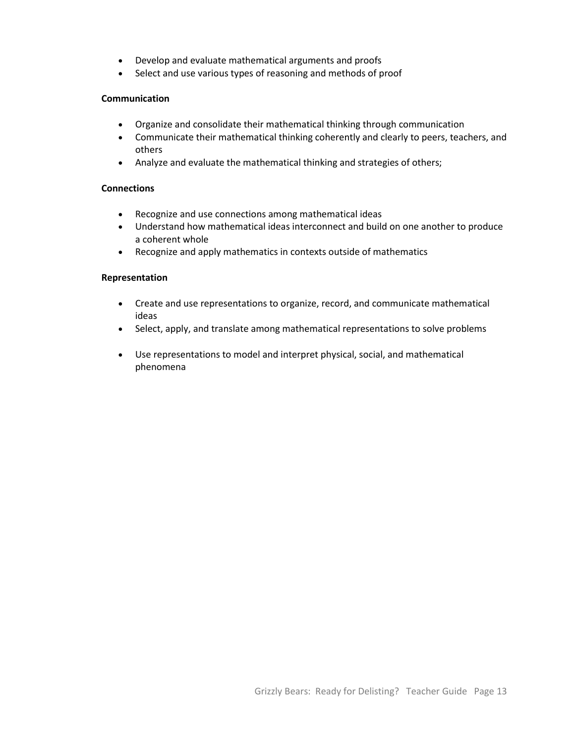- Develop and evaluate mathematical arguments and proofs
- Select and use various types of reasoning and methods of proof

**Communication**

- Organize and consolidate their mathematical thinking through communication
- Communicate their mathematical thinking coherently and clearly to peers, teachers, and others
- Analyze and evaluate the mathematical thinking and strategies of others;

**Connections**

- Recognize and use connections among mathematical ideas
- Understand how mathematical ideas interconnect and build on one another to produce a coherent whole
- Recognize and apply mathematics in contexts outside of mathematics

**Representation**

- Create and use representations to organize, record, and communicate mathematical ideas
- Select, apply, and translate among mathematical representations to solve problems
- Use representations to model and interpret physical, social, and mathematical phenomena